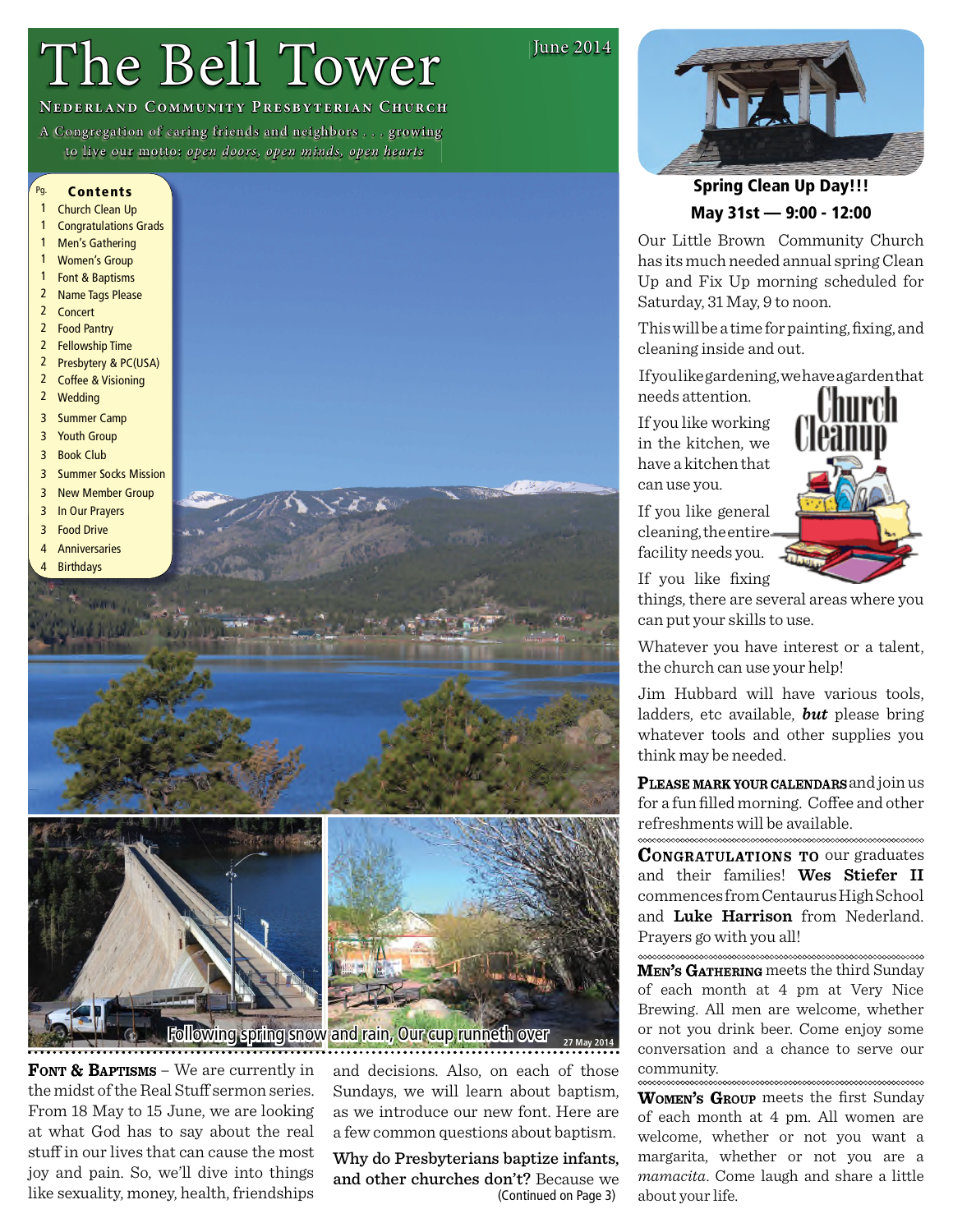# The Bell Tower

June 2014

**NEDERLAND COMMUNITY PRESBYTERIAN CHURCH**

A Congregation of caring friends and neighbors . . . growing to live our motto: *open doors, open minds, open hearts*

## Contents

| Pg. | |
|---|---|
| 1 | Church Clean Up |
| 1 | Congratulations Grads |
| 1 | Men's Gathering |
| 1 | Women's Group |
| 1 | Font & Baptisms |
| 2 | Name Tags Please |
| 2 | Concert |
| 2 | Food Pantry |
| 2 | Fellowship Time |
| 2 | Presbytery & PC(USA) |
| 2 | Coffee & Visioning |
| 2 | Wedding |
| 3 | Summer Camp |
| 3 | Youth Group |
| 3 | Book Club |
| 3 | Summer Socks Mission |
| 3 | New Member Group |
| 3 | In Our Prayers |
| 3 | Food Drive |
| 4 | Anniversaries |
| 4 | Birthdays |

Following spring snow and rain, Our cup runneth over 27 May 2014

**FONT & BAPTISMS** – We are currently in the midst of the Real Stuff sermon series. From 18 May to 15 June, we are looking at what God has to say about the real stuff in our lives that can cause the most joy and pain. So, we'll dive into things like sexuality, money, health, friendships and decisions. Also, on each of those Sundays, we will learn about baptism, as we introduce our new font. Here are a few common questions about baptism.

**Why do Presbyterians baptize infants, and other churches don't?** Because we

(Continued on Page 3)

## Spring Clean Up Day!!!
## May 31st — 9:00 - 12:00

Our Little Brown Community Church has its much needed annual spring Clean Up and Fix Up morning scheduled for Saturday, 31 May, 9 to noon.

This will be a time for painting, fixing, and cleaning inside and out.

If you like gardening, we have a garden that needs attention.

If you like working in the kitchen, we have a kitchen that can use you.

If you like general cleaning, the entire facility needs you.

If you like fixing things, there are several areas where you can put your skills to use.

Whatever you have interest or a talent, the church can use your help!

Jim Hubbard will have various tools, ladders, etc available, ***but*** please bring whatever tools and other supplies you think may be needed.

**PLEASE MARK YOUR CALENDARS** and join us for a fun filled morning. Coffee and other refreshments will be available.

**CONGRATULATIONS TO** our graduates and their families! **Wes Stiefer II** commences from Centaurus High School and **Luke Harrison** from Nederland. Prayers go with you all!

**MEN'S GATHERING** meets the third Sunday of each month at 4 pm at Very Nice Brewing. All men are welcome, whether or not you drink beer. Come enjoy some conversation and a chance to serve our community.

**WOMEN'S GROUP** meets the first Sunday of each month at 4 pm. All women are welcome, whether or not you want a margarita, whether or not you are a *mamacita*. Come laugh and share a little about your life.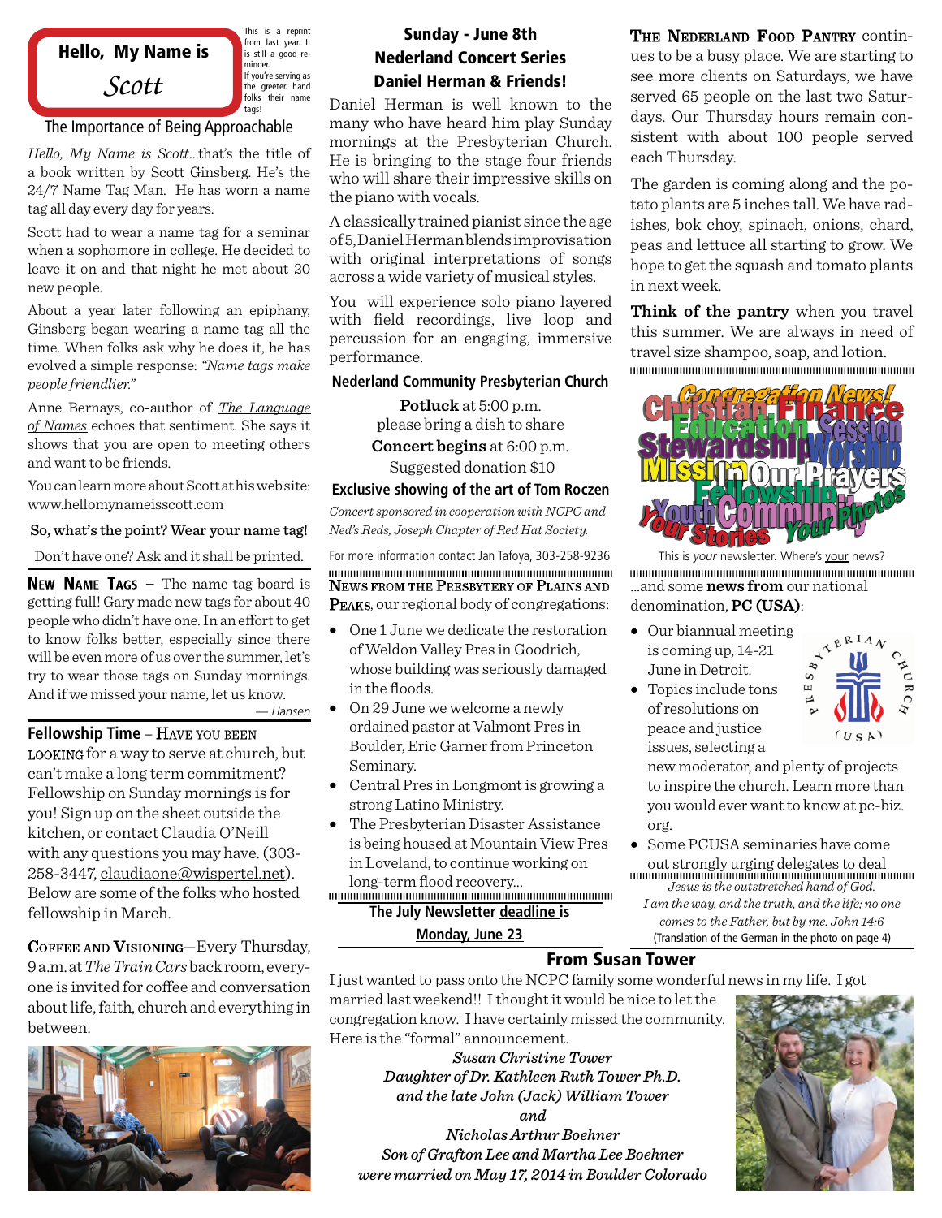**Hello, My Name is**

*Scott*

This is a reprint from last year. It is still a good reminder. If you're serving as the greeter, hand folks their name tags!

## The Importance of Being Approachable

*Hello, My Name is Scott*...that's the title of a book written by Scott Ginsberg. He's the 24/7 Name Tag Man. He has worn a name tag all day every day for years.

Scott had to wear a name tag for a seminar when a sophomore in college. He decided to leave it on and that night he met about 20 new people.

About a year later following an epiphany, Ginsberg began wearing a name tag all the time. When folks ask why he does it, he has evolved a simple response: *"Name tags make people friendlier."*

Anne Bernays, co-author of *The Language of Names* echoes that sentiment. She says it shows that you are open to meeting others and want to be friends.

You can learn more about Scott at his web site: www.hellomynameisscott.com

**So, what's the point? Wear your name tag!**

Don't have one? Ask and it shall be printed.

**New Name Tags** – The name tag board is getting full! Gary made new tags for about 40 people who didn't have one. In an effort to get to know folks better, especially since there will be even more of us over the summer, let's try to wear those tags on Sunday mornings. And if we missed your name, let us know.

— *Hansen*

**Fellowship Time** – Have you been looking for a way to serve at church, but can't make a long term commitment? Fellowship on Sunday mornings is for you! Sign up on the sheet outside the kitchen, or contact Claudia O'Neill with any questions you may have. (303-258-3447, claudiaone@wispertel.net). Below are some of the folks who hosted fellowship in March.

**Coffee and Visioning**—Every Thursday, 9 a.m. at *The Train Cars* back room, everyone is invited for coffee and conversation about life, faith, church and everything in between.

## Sunday - June 8th Nederland Concert Series Daniel Herman & Friends!

Daniel Herman is well known to the many who have heard him play Sunday mornings at the Presbyterian Church. He is bringing to the stage four friends who will share their impressive skills on the piano with vocals.

A classically trained pianist since the age of 5, Daniel Herman blends improvisation with original interpretations of songs across a wide variety of musical styles.

You will experience solo piano layered with field recordings, live loop and percussion for an engaging, immersive performance.

**Nederland Community Presbyterian Church**

**Potluck** at 5:00 p.m.
please bring a dish to share

**Concert begins** at 6:00 p.m.
Suggested donation $10

**Exclusive showing of the art of Tom Roczen**

*Concert sponsored in cooperation with NCPC and Ned's Reds, Joseph Chapter of Red Hat Society.*

For more information contact Jan Tafoya, 303-258-9236

**News from the Presbytery of Plains and Peaks**, our regional body of congregations:

- One 1 June we dedicate the restoration of Weldon Valley Pres in Goodrich, whose building was seriously damaged in the floods.
- On 29 June we welcome a newly ordained pastor at Valmont Pres in Boulder, Eric Garner from Princeton Seminary.
- Central Pres in Longmont is growing a strong Latino Ministry.
- The Presbyterian Disaster Assistance is being housed at Mountain View Pres in Loveland, to continue working on long-term flood recovery...

**The July Newsletter deadline is Monday, June 23**

**The Nederland Food Pantry** continues to be a busy place. We are starting to see more clients on Saturdays, we have served 65 people on the last two Saturdays. Our Thursday hours remain consistent with about 100 people served each Thursday.

The garden is coming along and the potato plants are 5 inches tall. We have radishes, bok choy, spinach, onions, chard, peas and lettuce all starting to grow. We hope to get the squash and tomato plants in next week.

**Think of the pantry** when you travel this summer. We are always in need of travel size shampoo, soap, and lotion.

This is *your* newsletter. Where's your news?

...and some **news from** our national denomination, **PC (USA)**:

- Our biannual meeting is coming up, 14-21 June in Detroit.
- Topics include tons of resolutions on peace and justice issues, selecting a new moderator, and plenty of projects to inspire the church. Learn more than you would ever want to know at pc-biz.org.
- Some PCUSA seminaries have come out strongly urging delegates to deal

*Jesus is the outstretched hand of God.*
*I am the way, and the truth, and the life; no one comes to the Father, but by me. John 14:6*
(Translation of the German in the photo on page 4)

## From Susan Tower

I just wanted to pass onto the NCPC family some wonderful news in my life. I got married last weekend!! I thought it would be nice to let the congregation know. I have certainly missed the community. Here is the "formal" announcement.

*Susan Christine Tower*
*Daughter of Dr. Kathleen Ruth Tower Ph.D.*
*and the late John (Jack) William Tower*
*and*
*Nicholas Arthur Boehner*
*Son of Grafton Lee and Martha Lee Boehner*
*were married on May 17, 2014 in Boulder Colorado*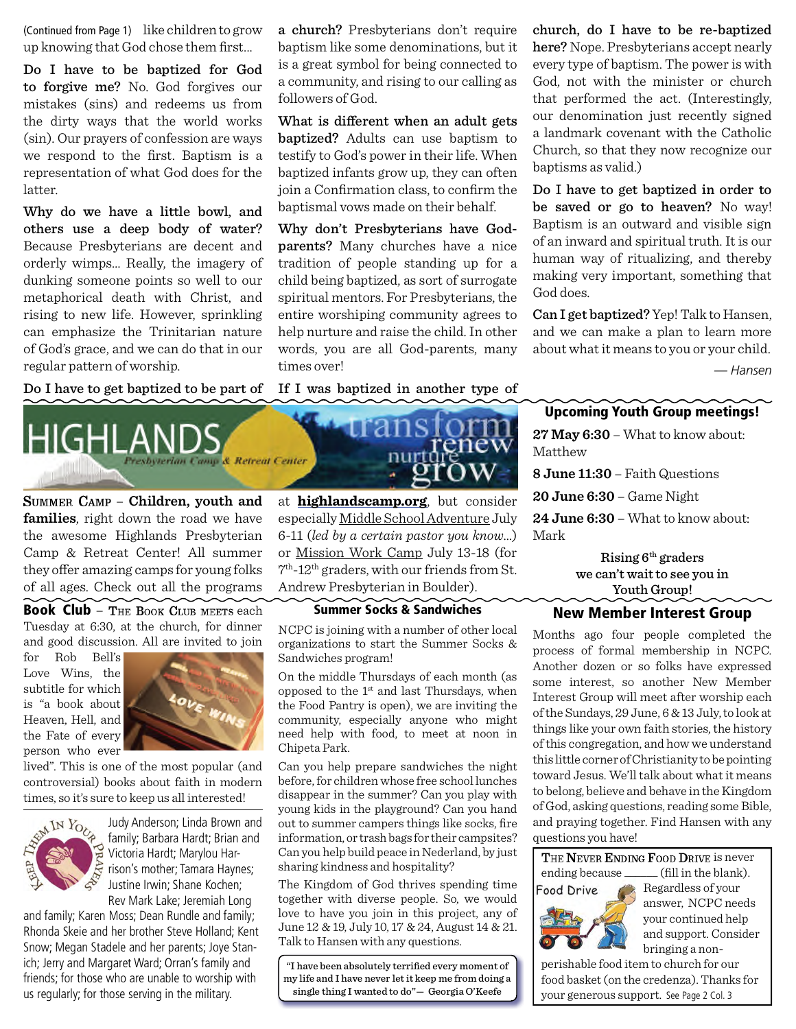(Continued from Page 1) like children to grow up knowing that God chose them first...

**Do I have to be baptized for God to forgive me?** No. God forgives our mistakes (sins) and redeems us from the dirty ways that the world works (sin). Our prayers of confession are ways we respond to the first. Baptism is a representation of what God does for the latter.

**Why do we have a little bowl, and others use a deep body of water?** Because Presbyterians are decent and orderly wimps... Really, the imagery of dunking someone points so well to our metaphorical death with Christ, and rising to new life. However, sprinkling can emphasize the Trinitarian nature of God's grace, and we can do that in our regular pattern of worship.

**Do I have to get baptized to be part of a church?** Presbyterians don't require baptism like some denominations, but it is a great symbol for being connected to a community, and rising to our calling as followers of God.

**What is different when an adult gets baptized?** Adults can use baptism to testify to God's power in their life. When baptized infants grow up, they can often join a Confirmation class, to confirm the baptismal vows made on their behalf.

**Why don't Presbyterians have God-parents?** Many churches have a nice tradition of people standing up for a child being baptized, as sort of surrogate spiritual mentors. For Presbyterians, the entire worshiping community agrees to help nurture and raise the child. In other words, you are all God-parents, many times over!

**If I was baptized in another type of church, do I have to be re-baptized here?** Nope. Presbyterians accept nearly every type of baptism. The power is with God, not with the minister or church that performed the act. (Interestingly, our denomination just recently signed a landmark covenant with the Catholic Church, so that they now recognize our baptisms as valid.)

**Do I have to get baptized in order to be saved or go to heaven?** No way! Baptism is an outward and visible sign of an inward and spiritual truth. It is our human way of ritualizing, and thereby making very important, something that God does.

**Can I get baptized?** Yep! Talk to Hansen, and we can make a plan to learn more about what it means to you or your child.

*— Hansen*

HIGHLANDS Presbyterian Camp & Retreat Center — transform renew nurture grow

**Summer Camp – Children, youth and families**, right down the road we have the awesome Highlands Presbyterian Camp & Retreat Center! All summer they offer amazing camps for young folks of all ages. Check out all the programs at **highlandscamp.org**, but consider especially Middle School Adventure July 6-11 (*led by a certain pastor you know...*) or Mission Work Camp July 13-18 (for 7th-12th graders, with our friends from St. Andrew Presbyterian in Boulder).

## Upcoming Youth Group meetings!

**27 May 6:30** – What to know about: Matthew

**8 June 11:30** – Faith Questions

**20 June 6:30** – Game Night

**24 June 6:30** – What to know about: Mark

**Rising 6th graders we can't wait to see you in Youth Group!**

**Book Club** – The Book Club meets each Tuesday at 6:30, at the church, for dinner and good discussion. All are invited to join for Rob Bell's Love Wins, the subtitle for which is "a book about Heaven, Hell, and the Fate of every person who ever lived". This is one of the most popular (and controversial) books about faith in modern times, so it's sure to keep us all interested!

**Keep Them In Your Prayers**

Judy Anderson; Linda Brown and family; Barbara Hardt; Brian and Victoria Hardt; Marylou Harrison's mother; Tamara Haynes; Justine Irwin; Shane Kochen; Rev Mark Lake; Jeremiah Long and family; Karen Moss; Dean Rundle and family; Rhonda Skeie and her brother Steve Holland; Kent Snow; Megan Stadele and her parents; Joye Stanich; Jerry and Margaret Ward; Orran's family and friends; for those who are unable to worship with us regularly; for those serving in the military.

## Summer Socks & Sandwiches

NCPC is joining with a number of other local organizations to start the Summer Socks & Sandwiches program!

On the middle Thursdays of each month (as opposed to the 1st and last Thursdays, when the Food Pantry is open), we are inviting the community, especially anyone who might need help with food, to meet at noon in Chipeta Park.

Can you help prepare sandwiches the night before, for children whose free school lunches disappear in the summer? Can you play with young kids in the playground? Can you hand out to summer campers things like socks, fire information, or trash bags for their campsites? Can you help build peace in Nederland, by just sharing kindness and hospitality?

The Kingdom of God thrives spending time together with diverse people. So, we would love to have you join in this project, any of June 12 & 19, July 10, 17 & 24, August 14 & 21. Talk to Hansen with any questions.

"I have been absolutely terrified every moment of my life and I have never let it keep me from doing a single thing I wanted to do"— Georgia O'Keefe

## New Member Interest Group

Months ago four people completed the process of formal membership in NCPC. Another dozen or so folks have expressed some interest, so another New Member Interest Group will meet after worship each of the Sundays, 29 June, 6 & 13 July, to look at things like your own faith stories, the history of this congregation, and how we understand this little corner of Christianity to be pointing toward Jesus. We'll talk about what it means to belong, believe and behave in the Kingdom of God, asking questions, reading some Bible, and praying together. Find Hansen with any questions you have!

The Never Ending Food Drive is never ending because ______ (fill in the blank). Regardless of your answer, NCPC needs your continued help and support. Consider bringing a non-perishable food item to church for our food basket (on the credenza). Thanks for your generous support. See Page 2 Col. 3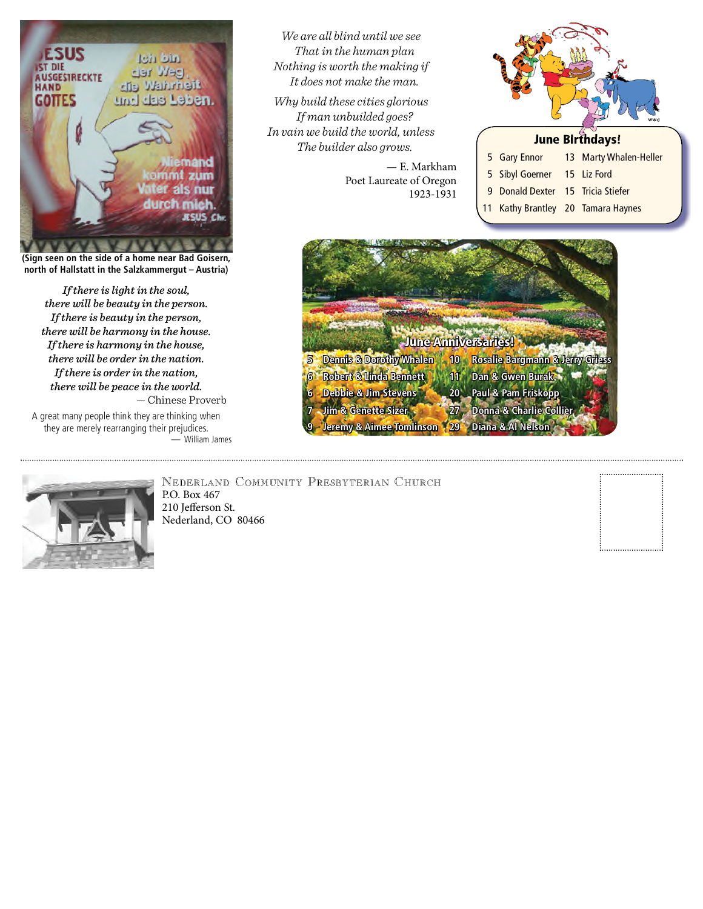(Sign seen on the side of a home near Bad Goisern, north of Hallstatt in the Salzkammergut – Austria)

*If there is light in the soul,*
*there will be beauty in the person.*
*If there is beauty in the person,*
*there will be harmony in the house.*
*If there is harmony in the house,*
*there will be order in the nation.*
*If there is order in the nation,*
*there will be peace in the world.*
— Chinese Proverb

A great many people think they are thinking when they are merely rearranging their prejudices.
— William James

*We are all blind until we see*
*That in the human plan*
*Nothing is worth the making if*
*It does not make the man.*

*Why build these cities glorious*
*If man unbuilded goes?*
*In vain we build the world, unless*
*The builder also grows.*

— E. Markham
Poet Laureate of Oregon
1923-1931

## June Birthdays!

| | | | |
|---|---|---|---|
| 5 | Gary Ennor | 13 | Marty Whalen-Heller |
| 5 | Sibyl Goerner | 15 | Liz Ford |
| 9 | Donald Dexter | 15 | Tricia Stiefer |
| 11 | Kathy Brantley | 20 | Tamara Haynes |

## June Anniversaries!

| | | | |
|---|---|---|---|
| 5 | Dennis & Dorothy Whalen | 10 | Rosalie Bargmann & Jerry Griess |
| 6 | Robert & Linda Bennett | 11 | Dan & Gwen Burak |
| 6 | Debbie & Jim Stevens | 20 | Paul & Pam Friskopp |
| 7 | Jim & Genette Sizer | 27 | Donna & Charlie Collier |
| 9 | Jeremy & Aimee Tomlinson | 29 | Diana & Al Nelson |

Nederland Community Presbyterian Church
P.O. Box 467
210 Jefferson St.
Nederland, CO 80466